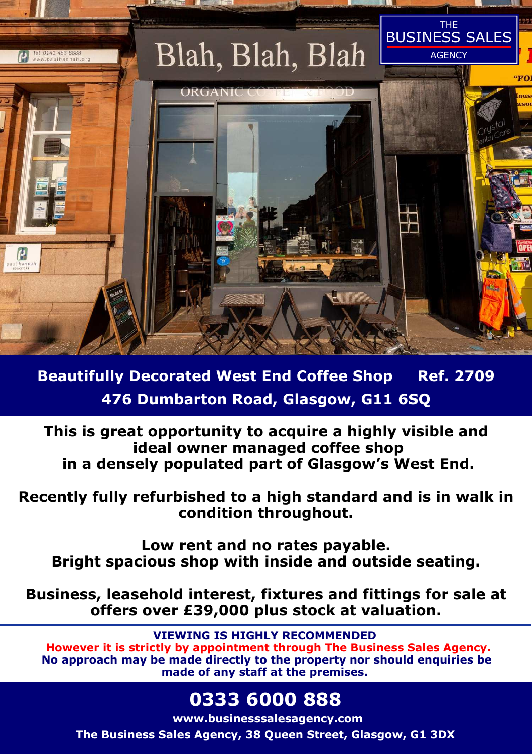## Beautifully Decorated West End Coffee Shop Ref. 2709

## 476 Dumbarton Road, Glasgow, G11 6SQ

**This is great opportunity to acquire a highly visible and ideal owner managed coffee shop in a densely populated part of Glasgow's West End.**

**Recently fully refurbished to a high standard and is in walk in condition throughout.**

**Low rent and no rates payable.**
**Bright spacious shop with inside and outside seating.**

**Business, leasehold interest, fixtures and fittings for sale at offers over £39,000 plus stock at valuation.**

**VIEWING IS HIGHLY RECOMMENDED**
**However it is strictly by appointment through The Business Sales Agency.**
**No approach may be made directly to the property nor should enquiries be made of any staff at the premises.**

# 0333 6000 888

**www.businesssalesagency.com**

**The Business Sales Agency, 38 Queen Street, Glasgow, G1 3DX**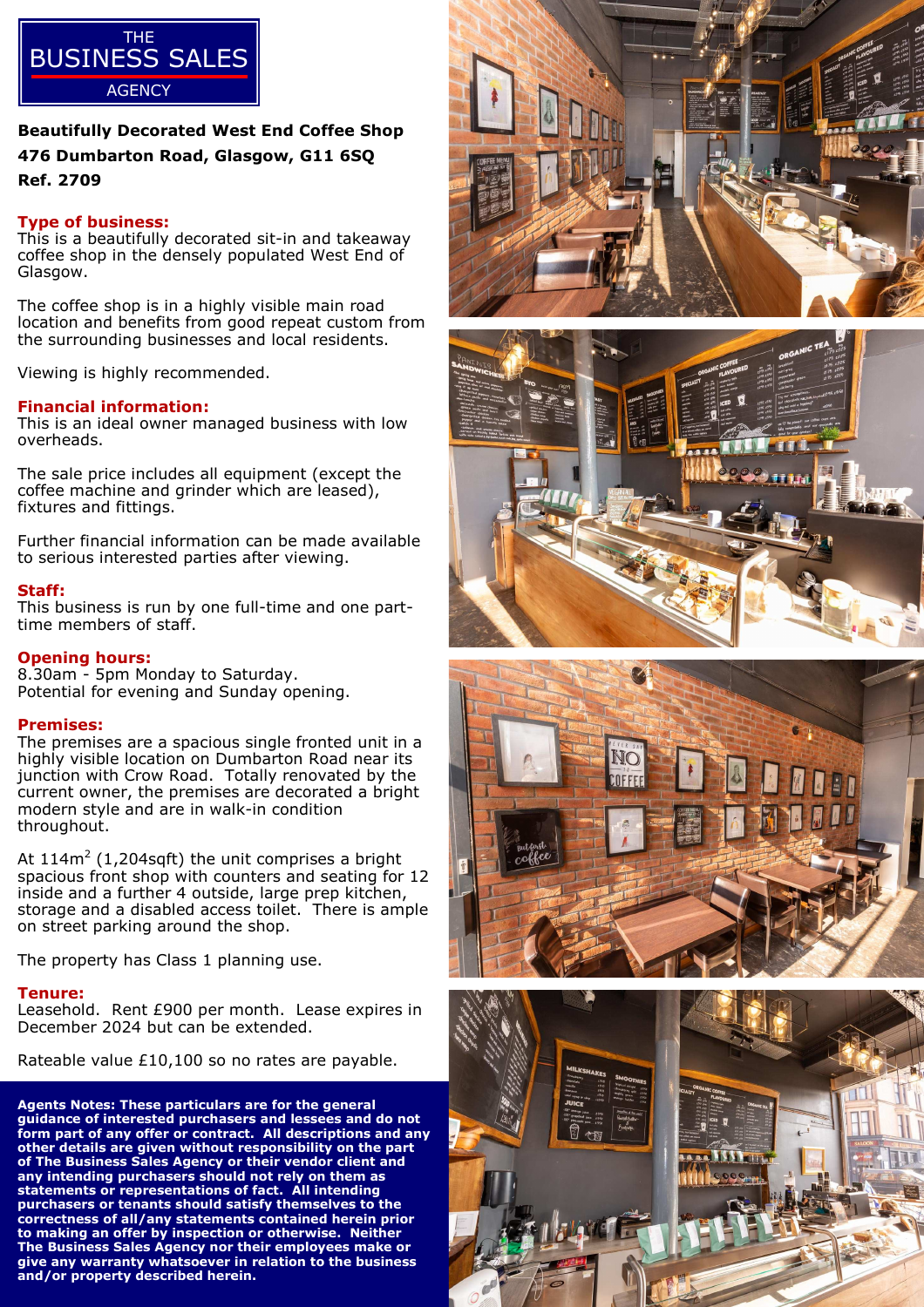THE
BUSINESS SALES
AGENCY

**Beautifully Decorated West End Coffee Shop**
**476 Dumbarton Road, Glasgow, G11 6SQ**
**Ref. 2709**

## Type of business:

This is a beautifully decorated sit-in and takeaway coffee shop in the densely populated West End of Glasgow.

The coffee shop is in a highly visible main road location and benefits from good repeat custom from the surrounding businesses and local residents.

Viewing is highly recommended.

## Financial information:

This is an ideal owner managed business with low overheads.

The sale price includes all equipment (except the coffee machine and grinder which are leased), fixtures and fittings.

Further financial information can be made available to serious interested parties after viewing.

## Staff:

This business is run by one full-time and one part-time members of staff.

## Opening hours:

8.30am - 5pm Monday to Saturday.
Potential for evening and Sunday opening.

## Premises:

The premises are a spacious single fronted unit in a highly visible location on Dumbarton Road near its junction with Crow Road. Totally renovated by the current owner, the premises are decorated a bright modern style and are in walk-in condition throughout.

At 114m$^2$ (1,204sqft) the unit comprises a bright spacious front shop with counters and seating for 12 inside and a further 4 outside, large prep kitchen, storage and a disabled access toilet. There is ample on street parking around the shop.

The property has Class 1 planning use.

## Tenure:

Leasehold. Rent £900 per month. Lease expires in December 2024 but can be extended.

Rateable value £10,100 so no rates are payable.

**Agents Notes: These particulars are for the general guidance of interested purchasers and lessees and do not form part of any offer or contract. All descriptions and any other details are given without responsibility on the part of The Business Sales Agency or their vendor client and any intending purchasers should not rely on them as statements or representations of fact. All intending purchasers or tenants should satisfy themselves to the correctness of all/any statements contained herein prior to making an offer by inspection or otherwise. Neither The Business Sales Agency nor their employees make or give any warranty whatsoever in relation to the business and/or property described herein.**